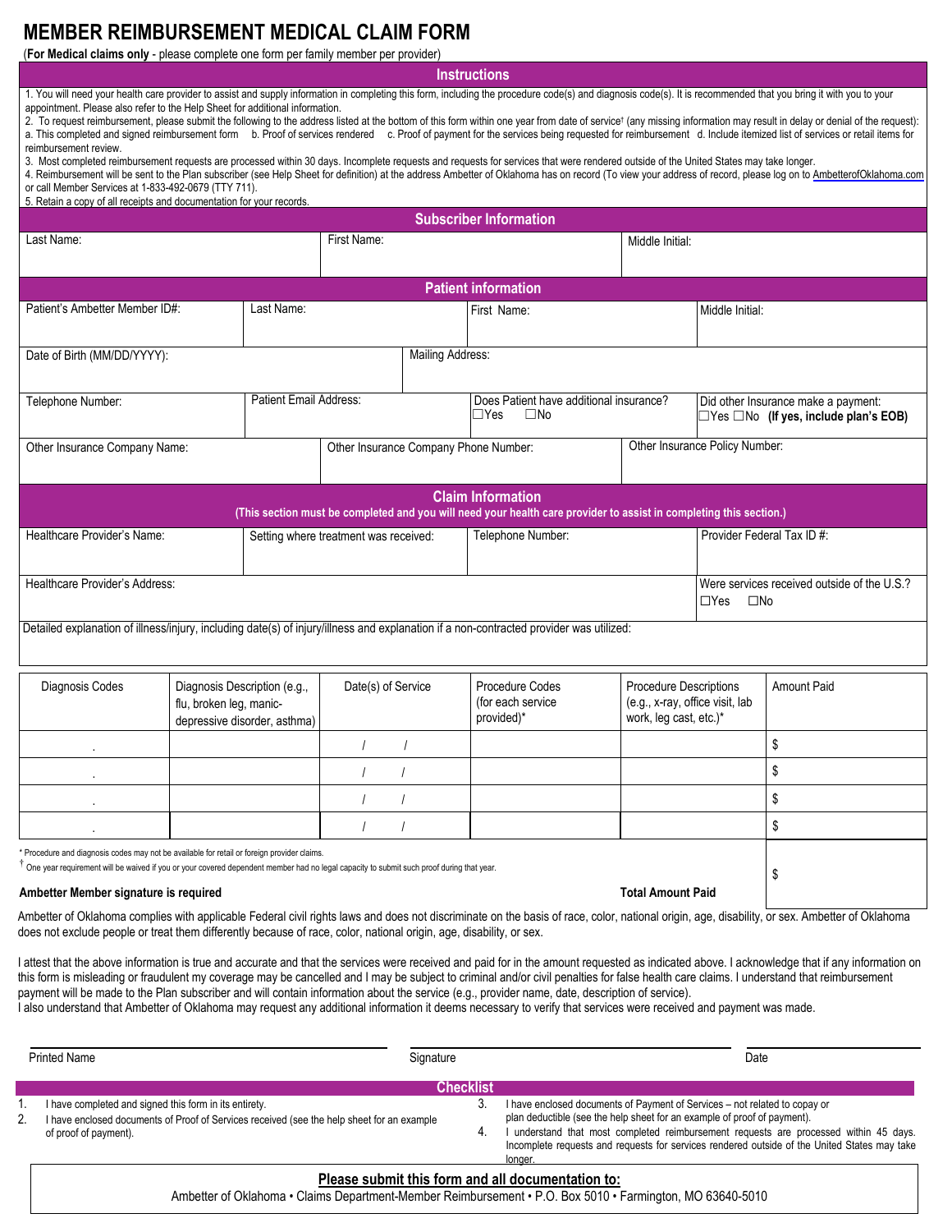# MEMBER REIMBURSEMENT MEDICAL CLAIM FORM

(**For Medical claims only** - please complete one form per family member per provider)

## Instructions

1. You will need your health care provider to assist and supply information in completing this form, including the procedure code(s) and diagnosis code(s). It is recommended that you bring it with you to your appointment. Please also refer to the Help Sheet for additional information.
2. To request reimbursement, please submit the following to the address listed at the bottom of this form within one year from date of service† (any missing information may result in delay or denial of the request): a. This completed and signed reimbursement form b. Proof of services rendered c. Proof of payment for the services being requested for reimbursement d. Include itemized list of services or retail items for reimbursement review.
3. Most completed reimbursement requests are processed within 30 days. Incomplete requests and requests for services that were rendered outside of the United States may take longer.
4. Reimbursement will be sent to the Plan subscriber (see Help Sheet for definition) at the address Ambetter of Oklahoma has on record (To view your address of record, please log on to AmbetterofOklahoma.com or call Member Services at 1-833-492-0679 (TTY 711).
5. Retain a copy of all receipts and documentation for your records.

## Subscriber Information

| Last Name: | First Name: | Middle Initial: |
|---|---|---|
| | | |

## Patient information

| Patient's Ambetter Member ID#: | Last Name: | First Name: | Middle Initial: |
|---|---|---|---|
| | | | |

| Date of Birth (MM/DD/YYYY): | Mailing Address: |
|---|---|
| | |

| Telephone Number: | Patient Email Address: | Does Patient have additional insurance? ☐Yes ☐No | Did other Insurance make a payment: ☐Yes ☐No **(If yes, include plan's EOB)** |
|---|---|---|---|
| | | | |

| Other Insurance Company Name: | Other Insurance Company Phone Number: | Other Insurance Policy Number: |
|---|---|---|
| | | |

## Claim Information

**(This section must be completed and you will need your health care provider to assist in completing this section.)**

| Healthcare Provider's Name: | Setting where treatment was received: | Telephone Number: | Provider Federal Tax ID #: |
|---|---|---|---|
| | | | |

| Healthcare Provider's Address: | Were services received outside of the U.S.? ☐Yes ☐No |
|---|---|
| | |

Detailed explanation of illness/injury, including date(s) of injury/illness and explanation if a non-contracted provider was utilized:

| Diagnosis Codes | Diagnosis Description (e.g., flu, broken leg, manic-depressive disorder, asthma) | Date(s) of Service | Procedure Codes (for each service provided)* | Procedure Descriptions (e.g., x-ray, office visit, lab work, leg cast, etc.)* | Amount Paid |
|---|---|---|---|---|---|
| . | | / / | | | $ |
| . | | / / | | | $ |
| . | | / / | | | $ |
| . | | / / | | | $ |

\* Procedure and diagnosis codes may not be available for retail or foreign provider claims.

† One year requirement will be waived if you or your covered dependent member had no legal capacity to submit such proof during that year.

**Ambetter Member signature is required** **Total Amount Paid** $

Ambetter of Oklahoma complies with applicable Federal civil rights laws and does not discriminate on the basis of race, color, national origin, age, disability, or sex. Ambetter of Oklahoma does not exclude people or treat them differently because of race, color, national origin, age, disability, or sex.

I attest that the above information is true and accurate and that the services were received and paid for in the amount requested as indicated above. I acknowledge that if any information on this form is misleading or fraudulent my coverage may be cancelled and I may be subject to criminal and/or civil penalties for false health care claims. I understand that reimbursement payment will be made to the Plan subscriber and will contain information about the service (e.g., provider name, date, description of service).
I also understand that Ambetter of Oklahoma may request any additional information it deems necessary to verify that services were received and payment was made.

Printed Name ______________________ Signature ______________________ Date ______________

## Checklist

1. I have completed and signed this form in its entirety.
2. I have enclosed documents of Proof of Services received (see the help sheet for an example of proof of payment).
3. I have enclosed documents of Payment of Services – not related to copay or plan deductible (see the help sheet for an example of proof of payment).
4. I understand that most completed reimbursement requests are processed within 45 days. Incomplete requests and requests for services rendered outside of the United States may take longer.

**Please submit this form and all documentation to:**

Ambetter of Oklahoma • Claims Department-Member Reimbursement • P.O. Box 5010 • Farmington, MO 63640-5010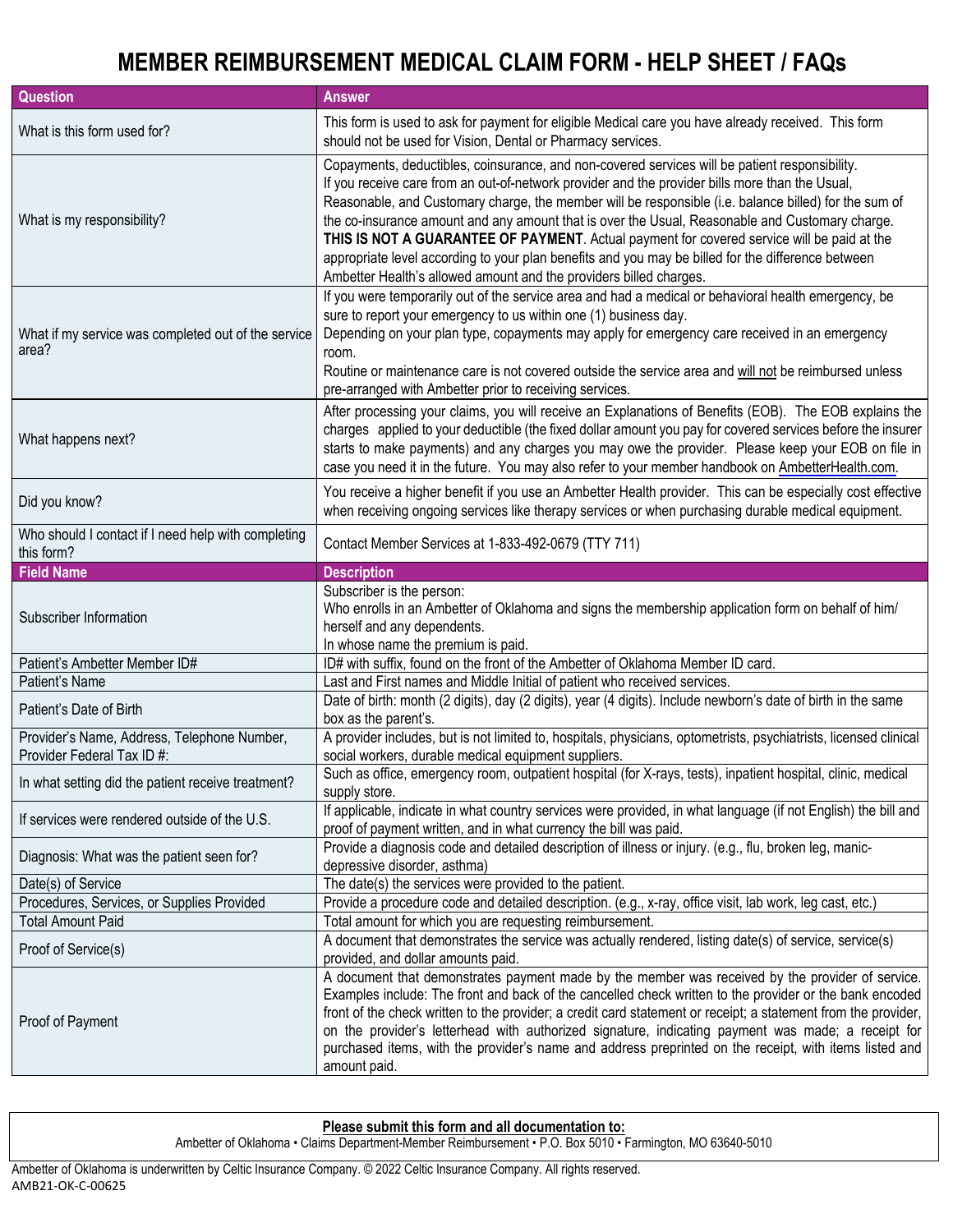# MEMBER REIMBURSEMENT MEDICAL CLAIM FORM - HELP SHEET / FAQs

| Question | Answer |
|---|---|
| What is this form used for? | This form is used to ask for payment for eligible Medical care you have already received. This form should not be used for Vision, Dental or Pharmacy services. |
| What is my responsibility? | Copayments, deductibles, coinsurance, and non-covered services will be patient responsibility.<br>If you receive care from an out-of-network provider and the provider bills more than the Usual, Reasonable, and Customary charge, the member will be responsible (i.e. balance billed) for the sum of the co-insurance amount and any amount that is over the Usual, Reasonable and Customary charge. **THIS IS NOT A GUARANTEE OF PAYMENT**. Actual payment for covered service will be paid at the appropriate level according to your plan benefits and you may be billed for the difference between Ambetter Health's allowed amount and the providers billed charges. |
| What if my service was completed out of the service area? | If you were temporarily out of the service area and had a medical or behavioral health emergency, be sure to report your emergency to us within one (1) business day.<br>Depending on your plan type, copayments may apply for emergency care received in an emergency room.<br>Routine or maintenance care is not covered outside the service area and <u>will not</u> be reimbursed unless pre-arranged with Ambetter prior to receiving services. |
| What happens next? | After processing your claims, you will receive an Explanations of Benefits (EOB). The EOB explains the charges applied to your deductible (the fixed dollar amount you pay for covered services before the insurer starts to make payments) and any charges you may owe the provider. Please keep your EOB on file in case you need it in the future. You may also refer to your member handbook on AmbetterHealth.com. |
| Did you know? | You receive a higher benefit if you use an Ambetter Health provider. This can be especially cost effective when receiving ongoing services like therapy services or when purchasing durable medical equipment. |
| Who should I contact if I need help with completing this form? | Contact Member Services at 1-833-492-0679 (TTY 711) |
| **Field Name** | **Description** |
| Subscriber Information | Subscriber is the person:<br>Who enrolls in an Ambetter of Oklahoma and signs the membership application form on behalf of him/ herself and any dependents.<br>In whose name the premium is paid. |
| Patient's Ambetter Member ID# | ID# with suffix, found on the front of the Ambetter of Oklahoma Member ID card. |
| Patient's Name | Last and First names and Middle Initial of patient who received services. |
| Patient's Date of Birth | Date of birth: month (2 digits), day (2 digits), year (4 digits). Include newborn's date of birth in the same box as the parent's. |
| Provider's Name, Address, Telephone Number, Provider Federal Tax ID #: | A provider includes, but is not limited to, hospitals, physicians, optometrists, psychiatrists, licensed clinical social workers, durable medical equipment suppliers. |
| In what setting did the patient receive treatment? | Such as office, emergency room, outpatient hospital (for X-rays, tests), inpatient hospital, clinic, medical supply store. |
| If services were rendered outside of the U.S. | If applicable, indicate in what country services were provided, in what language (if not English) the bill and proof of payment written, and in what currency the bill was paid. |
| Diagnosis: What was the patient seen for? | Provide a diagnosis code and detailed description of illness or injury. (e.g., flu, broken leg, manic-depressive disorder, asthma) |
| Date(s) of Service | The date(s) the services were provided to the patient. |
| Procedures, Services, or Supplies Provided | Provide a procedure code and detailed description. (e.g., x-ray, office visit, lab work, leg cast, etc.) |
| Total Amount Paid | Total amount for which you are requesting reimbursement. |
| Proof of Service(s) | A document that demonstrates the service was actually rendered, listing date(s) of service, service(s) provided, and dollar amounts paid. |
| Proof of Payment | A document that demonstrates payment made by the member was received by the provider of service. Examples include: The front and back of the cancelled check written to the provider or the bank encoded front of the check written to the provider; a credit card statement or receipt; a statement from the provider, on the provider's letterhead with authorized signature, indicating payment was made; a receipt for purchased items, with the provider's name and address preprinted on the receipt, with items listed and amount paid. |

**<u>Please submit this form and all documentation to:</u>**
Ambetter of Oklahoma • Claims Department-Member Reimbursement • P.O. Box 5010 • Farmington, MO 63640-5010

Ambetter of Oklahoma is underwritten by Celtic Insurance Company. © 2022 Celtic Insurance Company. All rights reserved.
AMB21-OK-C-00625